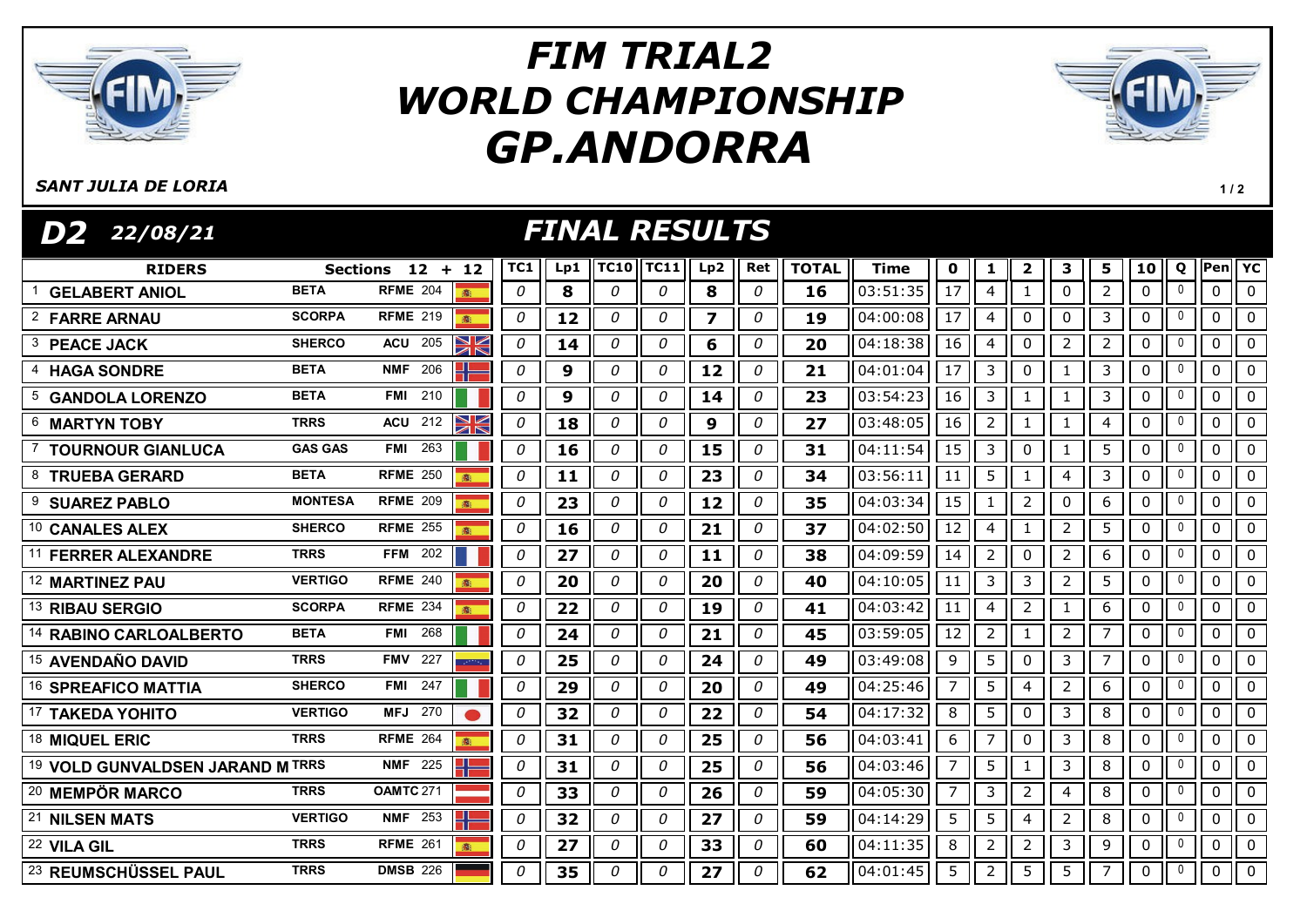# FIM TRIAL2 WORLD CHAMPIONSHIP GP.ANDORRA

*SANT JULIA DE LORIA*

## D2 22/08/21 — FINAL RESULTS

| | RIDERS | | Sections 12 + 12 | | TC1 | Lp1 | TC10 | TC11 | Lp2 | Ret | TOTAL | Time | 0 | 1 | 2 | 3 | 5 | 10 | Q | Pen | YC |
|---|---|---|---|---|---|---|---|---|---|---|---|---|---|---|---|---|---|---|---|---|---|
| 1 | GELABERT ANIOL | BETA | RFME | 204 | 0 | 8 | 0 | 0 | 8 | 0 | 16 | 03:51:35 | 17 | 4 | 1 | 0 | 2 | 0 | 0 | 0 | 0 |
| 2 | FARRE ARNAU | SCORPA | RFME | 219 | 0 | 12 | 0 | 0 | 7 | 0 | 19 | 04:00:08 | 17 | 4 | 0 | 0 | 3 | 0 | 0 | 0 | 0 |
| 3 | PEACE JACK | SHERCO | ACU | 205 | 0 | 14 | 0 | 0 | 6 | 0 | 20 | 04:18:38 | 16 | 4 | 0 | 2 | 2 | 0 | 0 | 0 | 0 |
| 4 | HAGA SONDRE | BETA | NMF | 206 | 0 | 9 | 0 | 0 | 12 | 0 | 21 | 04:01:04 | 17 | 3 | 0 | 1 | 3 | 0 | 0 | 0 | 0 |
| 5 | GANDOLA LORENZO | BETA | FMI | 210 | 0 | 9 | 0 | 0 | 14 | 0 | 23 | 03:54:23 | 16 | 3 | 1 | 1 | 3 | 0 | 0 | 0 | 0 |
| 6 | MARTYN TOBY | TRRS | ACU | 212 | 0 | 18 | 0 | 0 | 9 | 0 | 27 | 03:48:05 | 16 | 2 | 1 | 1 | 4 | 0 | 0 | 0 | 0 |
| 7 | TOURNOUR GIANLUCA | GAS GAS | FMI | 263 | 0 | 16 | 0 | 0 | 15 | 0 | 31 | 04:11:54 | 15 | 3 | 0 | 1 | 5 | 0 | 0 | 0 | 0 |
| 8 | TRUEBA GERARD | BETA | RFME | 250 | 0 | 11 | 0 | 0 | 23 | 0 | 34 | 03:56:11 | 11 | 5 | 1 | 4 | 3 | 0 | 0 | 0 | 0 |
| 9 | SUAREZ PABLO | MONTESA | RFME | 209 | 0 | 23 | 0 | 0 | 12 | 0 | 35 | 04:03:34 | 15 | 1 | 2 | 0 | 6 | 0 | 0 | 0 | 0 |
| 10 | CANALES ALEX | SHERCO | RFME | 255 | 0 | 16 | 0 | 0 | 21 | 0 | 37 | 04:02:50 | 12 | 4 | 1 | 2 | 5 | 0 | 0 | 0 | 0 |
| 11 | FERRER ALEXANDRE | TRRS | FFM | 202 | 0 | 27 | 0 | 0 | 11 | 0 | 38 | 04:09:59 | 14 | 2 | 0 | 2 | 6 | 0 | 0 | 0 | 0 |
| 12 | MARTINEZ PAU | VERTIGO | RFME | 240 | 0 | 20 | 0 | 0 | 20 | 0 | 40 | 04:10:05 | 11 | 3 | 3 | 2 | 5 | 0 | 0 | 0 | 0 |
| 13 | RIBAU SERGIO | SCORPA | RFME | 234 | 0 | 22 | 0 | 0 | 19 | 0 | 41 | 04:03:42 | 11 | 4 | 2 | 1 | 6 | 0 | 0 | 0 | 0 |
| 14 | RABINO CARLOALBERTO | BETA | FMI | 268 | 0 | 24 | 0 | 0 | 21 | 0 | 45 | 03:59:05 | 12 | 2 | 1 | 2 | 7 | 0 | 0 | 0 | 0 |
| 15 | AVENDAÑO DAVID | TRRS | FMV | 227 | 0 | 25 | 0 | 0 | 24 | 0 | 49 | 03:49:08 | 9 | 5 | 0 | 3 | 7 | 0 | 0 | 0 | 0 |
| 16 | SPREAFICO MATTIA | SHERCO | FMI | 247 | 0 | 29 | 0 | 0 | 20 | 0 | 49 | 04:25:46 | 7 | 5 | 4 | 2 | 6 | 0 | 0 | 0 | 0 |
| 17 | TAKEDA YOHITO | VERTIGO | MFJ | 270 | 0 | 32 | 0 | 0 | 22 | 0 | 54 | 04:17:32 | 8 | 5 | 0 | 3 | 8 | 0 | 0 | 0 | 0 |
| 18 | MIQUEL ERIC | TRRS | RFME | 264 | 0 | 31 | 0 | 0 | 25 | 0 | 56 | 04:03:41 | 6 | 7 | 0 | 3 | 8 | 0 | 0 | 0 | 0 |
| 19 | VOLD GUNVALDSEN JARAND M | TRRS | NMF | 225 | 0 | 31 | 0 | 0 | 25 | 0 | 56 | 04:03:46 | 7 | 5 | 1 | 3 | 8 | 0 | 0 | 0 | 0 |
| 20 | MEMPÖR MARCO | TRRS | OAMTC | 271 | 0 | 33 | 0 | 0 | 26 | 0 | 59 | 04:05:30 | 7 | 3 | 2 | 4 | 8 | 0 | 0 | 0 | 0 |
| 21 | NILSEN MATS | VERTIGO | NMF | 253 | 0 | 32 | 0 | 0 | 27 | 0 | 59 | 04:14:29 | 5 | 5 | 4 | 2 | 8 | 0 | 0 | 0 | 0 |
| 22 | VILA GIL | TRRS | RFME | 261 | 0 | 27 | 0 | 0 | 33 | 0 | 60 | 04:11:35 | 8 | 2 | 2 | 3 | 9 | 0 | 0 | 0 | 0 |
| 23 | REUMSCHÜSSEL PAUL | TRRS | DMSB | 226 | 0 | 35 | 0 | 0 | 27 | 0 | 62 | 04:01:45 | 5 | 2 | 5 | 5 | 7 | 0 | 0 | 0 | 0 |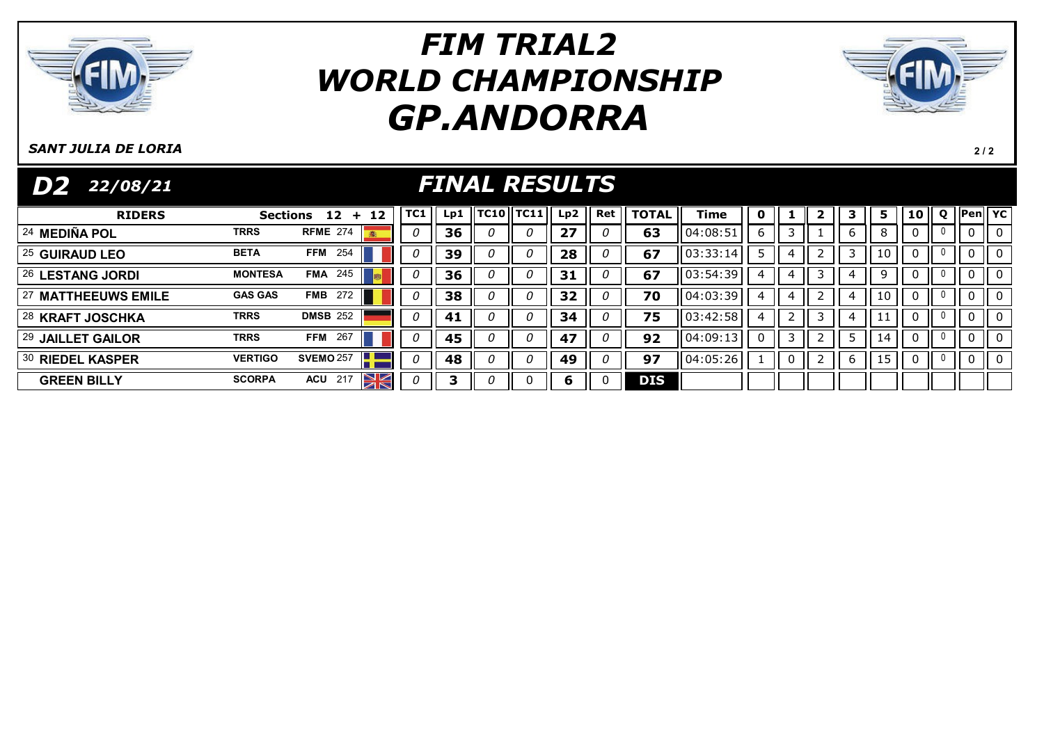# FIM TRIAL2 WORLD CHAMPIONSHIP
# GP.ANDORRA

*SANT JULIA DE LORIA*

## D2 22/08/21 — FINAL RESULTS

| | RIDERS | Sections 12 + 12 | | | TC1 | Lp1 | TC10 | TC11 | Lp2 | Ret | TOTAL | Time | 0 | 1 | 2 | 3 | 5 | 10 | Q | Pen | YC |
|---|---|---|---|---|---|---|---|---|---|---|---|---|---|---|---|---|---|---|---|---|---|
| 24 | MEDIÑA POL | TRRS | RFME | 274 | 0 | 36 | 0 | 0 | 27 | 0 | 63 | 04:08:51 | 6 | 3 | 1 | 6 | 8 | 0 | 0 | 0 | 0 |
| 25 | GUIRAUD LEO | BETA | FFM | 254 | 0 | 39 | 0 | 0 | 28 | 0 | 67 | 03:33:14 | 5 | 4 | 2 | 3 | 10 | 0 | 0 | 0 | 0 |
| 26 | LESTANG JORDI | MONTESA | FMA | 245 | 0 | 36 | 0 | 0 | 31 | 0 | 67 | 03:54:39 | 4 | 4 | 3 | 4 | 9 | 0 | 0 | 0 | 0 |
| 27 | MATTHEEUWS EMILE | GAS GAS | FMB | 272 | 0 | 38 | 0 | 0 | 32 | 0 | 70 | 04:03:39 | 4 | 4 | 2 | 4 | 10 | 0 | 0 | 0 | 0 |
| 28 | KRAFT JOSCHKA | TRRS | DMSB | 252 | 0 | 41 | 0 | 0 | 34 | 0 | 75 | 03:42:58 | 4 | 2 | 3 | 4 | 11 | 0 | 0 | 0 | 0 |
| 29 | JAILLET GAILOR | TRRS | FFM | 267 | 0 | 45 | 0 | 0 | 47 | 0 | 92 | 04:09:13 | 0 | 3 | 2 | 5 | 14 | 0 | 0 | 0 | 0 |
| 30 | RIEDEL KASPER | VERTIGO | SVEMO | 257 | 0 | 48 | 0 | 0 | 49 | 0 | 97 | 04:05:26 | 1 | 0 | 2 | 6 | 15 | 0 | 0 | 0 | 0 |
| | GREEN BILLY | SCORPA | ACU | 217 | 0 | 3 | 0 | 0 | 6 | 0 | DIS | | | | | | | | | | |